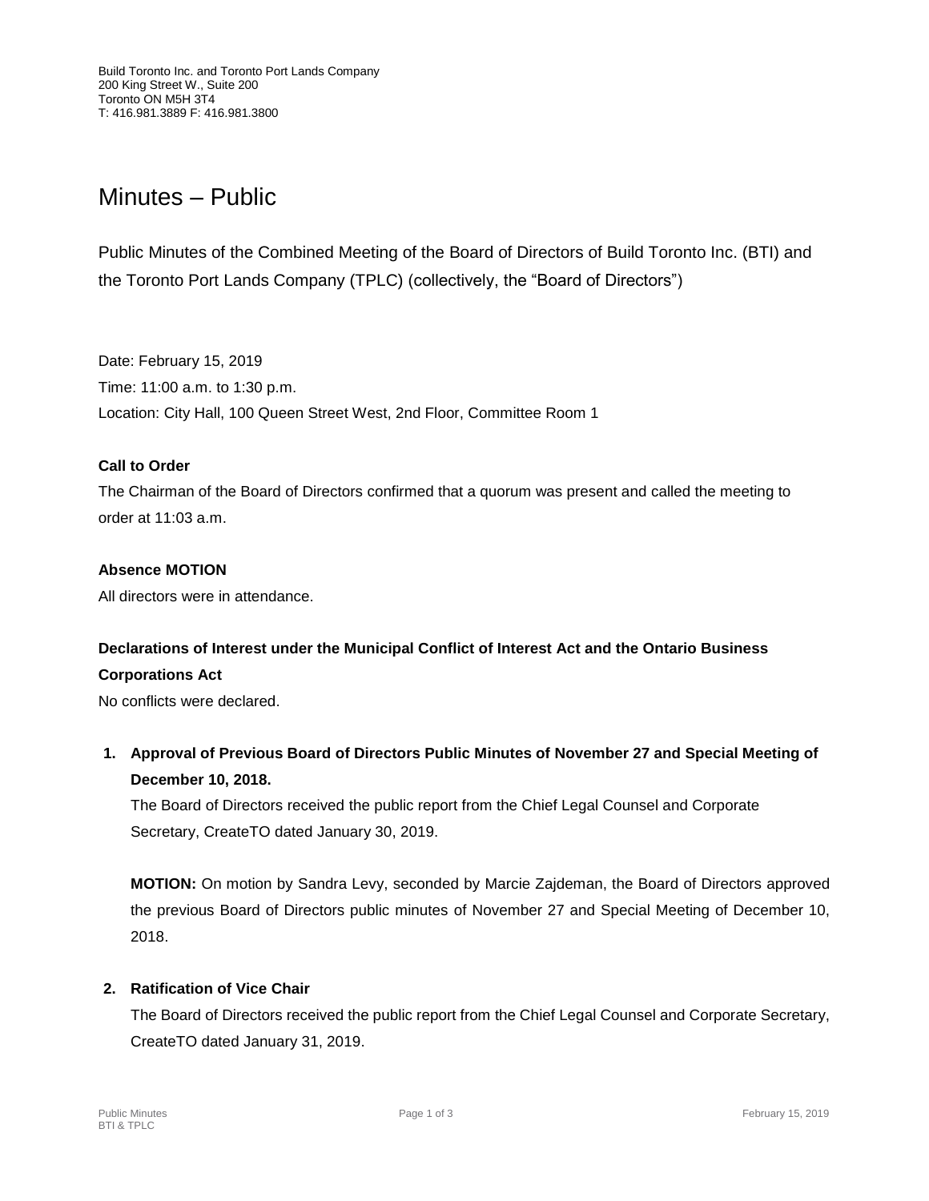Build Toronto Inc. and Toronto Port Lands Company
200 King Street W., Suite 200
Toronto ON M5H 3T4
T: 416.981.3889 F: 416.981.3800

# Minutes – Public

Public Minutes of the Combined Meeting of the Board of Directors of Build Toronto Inc. (BTI) and the Toronto Port Lands Company (TPLC) (collectively, the "Board of Directors")

Date: February 15, 2019
Time: 11:00 a.m. to 1:30 p.m.
Location: City Hall, 100 Queen Street West, 2nd Floor, Committee Room 1

**Call to Order**

The Chairman of the Board of Directors confirmed that a quorum was present and called the meeting to order at 11:03 a.m.

**Absence MOTION**

All directors were in attendance.

**Declarations of Interest under the Municipal Conflict of Interest Act and the Ontario Business Corporations Act**

No conflicts were declared.

1. **Approval of Previous Board of Directors Public Minutes of November 27 and Special Meeting of December 10, 2018.**

   The Board of Directors received the public report from the Chief Legal Counsel and Corporate Secretary, CreateTO dated January 30, 2019.

   **MOTION:** On motion by Sandra Levy, seconded by Marcie Zajdeman, the Board of Directors approved the previous Board of Directors public minutes of November 27 and Special Meeting of December 10, 2018.

2. **Ratification of Vice Chair**

   The Board of Directors received the public report from the Chief Legal Counsel and Corporate Secretary, CreateTO dated January 31, 2019.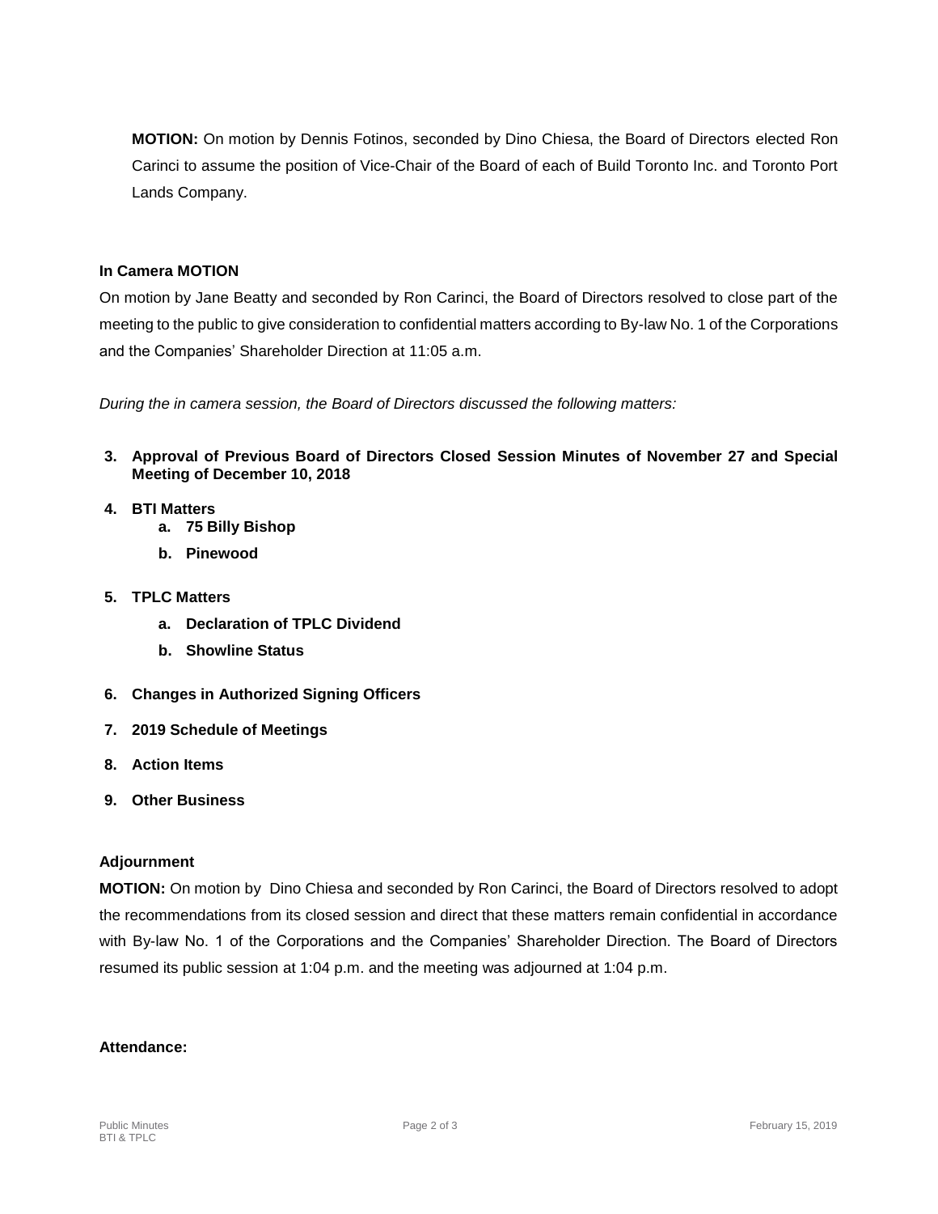**MOTION:** On motion by Dennis Fotinos, seconded by Dino Chiesa, the Board of Directors elected Ron Carinci to assume the position of Vice-Chair of the Board of each of Build Toronto Inc. and Toronto Port Lands Company.

**In Camera MOTION**

On motion by Jane Beatty and seconded by Ron Carinci, the Board of Directors resolved to close part of the meeting to the public to give consideration to confidential matters according to By-law No. 1 of the Corporations and the Companies' Shareholder Direction at 11:05 a.m.

*During the in camera session, the Board of Directors discussed the following matters:*

3. **Approval of Previous Board of Directors Closed Session Minutes of November 27 and Special Meeting of December 10, 2018**
4. **BTI Matters**
   a. **75 Billy Bishop**
   b. **Pinewood**
5. **TPLC Matters**
   a. **Declaration of TPLC Dividend**
   b. **Showline Status**
6. **Changes in Authorized Signing Officers**
7. **2019 Schedule of Meetings**
8. **Action Items**
9. **Other Business**

**Adjournment**

**MOTION:** On motion by Dino Chiesa and seconded by Ron Carinci, the Board of Directors resolved to adopt the recommendations from its closed session and direct that these matters remain confidential in accordance with By-law No. 1 of the Corporations and the Companies' Shareholder Direction. The Board of Directors resumed its public session at 1:04 p.m. and the meeting was adjourned at 1:04 p.m.

**Attendance:**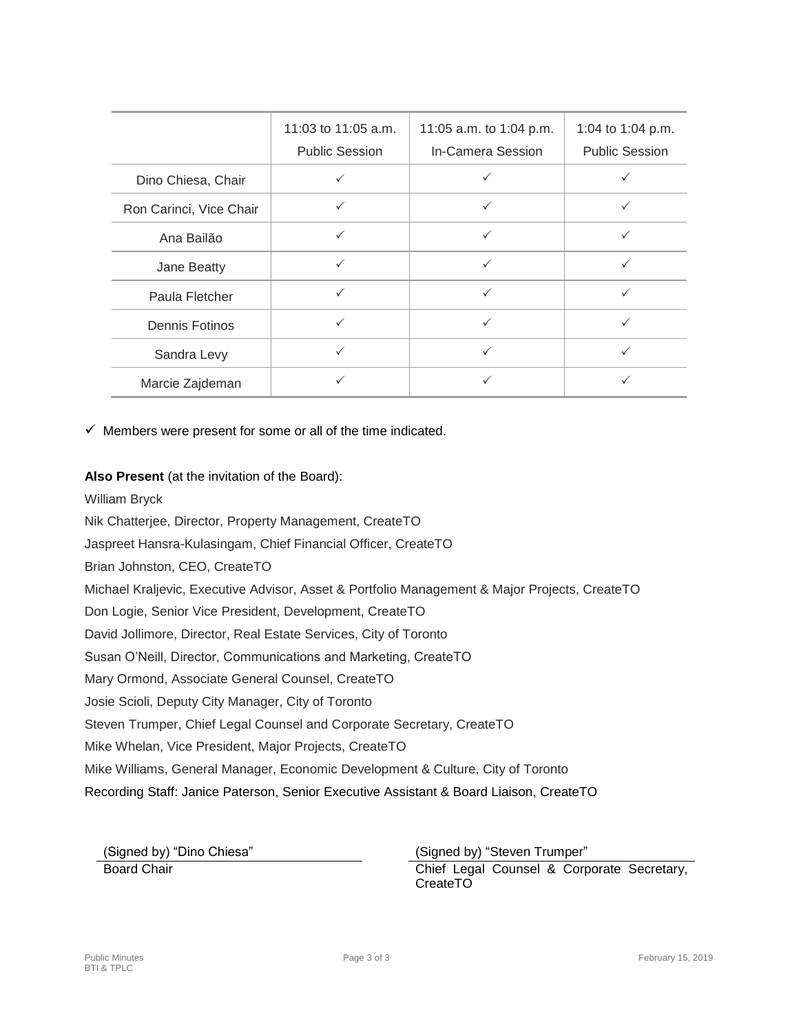| | 11:03 to 11:05 a.m. Public Session | 11:05 a.m. to 1:04 p.m. In-Camera Session | 1:04 to 1:04 p.m. Public Session |
|---|---|---|---|
| Dino Chiesa, Chair | ✓ | ✓ | ✓ |
| Ron Carinci, Vice Chair | ✓ | ✓ | ✓ |
| Ana Bailão | ✓ | ✓ | ✓ |
| Jane Beatty | ✓ | ✓ | ✓ |
| Paula Fletcher | ✓ | ✓ | ✓ |
| Dennis Fotinos | ✓ | ✓ | ✓ |
| Sandra Levy | ✓ | ✓ | ✓ |
| Marcie Zajdeman | ✓ | ✓ | ✓ |

✓ Members were present for some or all of the time indicated.

**Also Present** (at the invitation of the Board):

William Bryck

Nik Chatterjee, Director, Property Management, CreateTO

Jaspreet Hansra-Kulasingam, Chief Financial Officer, CreateTO

Brian Johnston, CEO, CreateTO

Michael Kraljevic, Executive Advisor, Asset & Portfolio Management & Major Projects, CreateTO

Don Logie, Senior Vice President, Development, CreateTO

David Jollimore, Director, Real Estate Services, City of Toronto

Susan O'Neill, Director, Communications and Marketing, CreateTO

Mary Ormond, Associate General Counsel, CreateTO

Josie Scioli, Deputy City Manager, City of Toronto

Steven Trumper, Chief Legal Counsel and Corporate Secretary, CreateTO

Mike Whelan, Vice President, Major Projects, CreateTO

Mike Williams, General Manager, Economic Development & Culture, City of Toronto

Recording Staff: Janice Paterson, Senior Executive Assistant & Board Liaison, CreateTO

(Signed by) "Dino Chiesa"
Board Chair

(Signed by) "Steven Trumper"
Chief Legal Counsel & Corporate Secretary, CreateTO